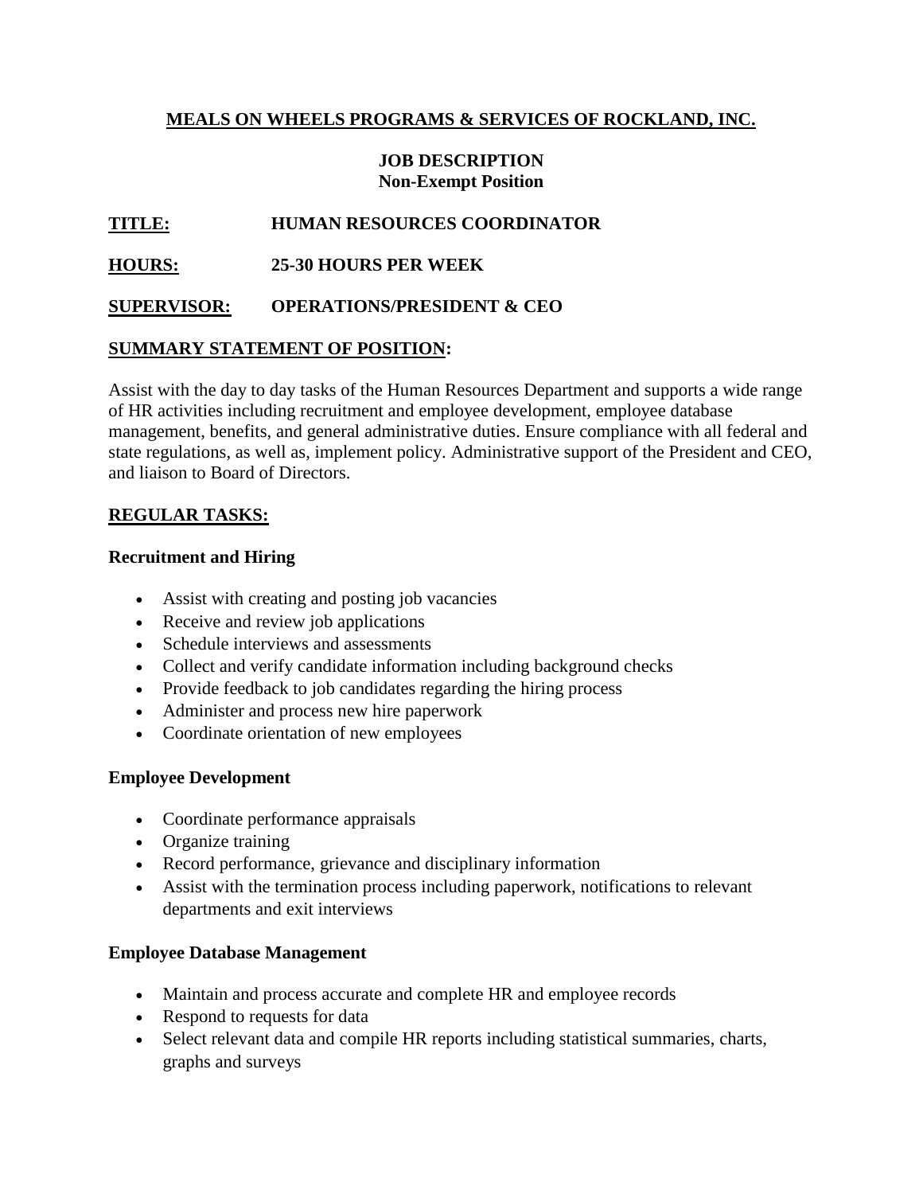# MEALS ON WHEELS PROGRAMS & SERVICES OF ROCKLAND, INC.

**JOB DESCRIPTION**
**Non-Exempt Position**

**TITLE:** HUMAN RESOURCES COORDINATOR

**HOURS:** 25-30 HOURS PER WEEK

**SUPERVISOR:** OPERATIONS/PRESIDENT & CEO

## SUMMARY STATEMENT OF POSITION:

Assist with the day to day tasks of the Human Resources Department and supports a wide range of HR activities including recruitment and employee development, employee database management, benefits, and general administrative duties. Ensure compliance with all federal and state regulations, as well as, implement policy. Administrative support of the President and CEO, and liaison to Board of Directors.

## REGULAR TASKS:

### Recruitment and Hiring

- Assist with creating and posting job vacancies
- Receive and review job applications
- Schedule interviews and assessments
- Collect and verify candidate information including background checks
- Provide feedback to job candidates regarding the hiring process
- Administer and process new hire paperwork
- Coordinate orientation of new employees

### Employee Development

- Coordinate performance appraisals
- Organize training
- Record performance, grievance and disciplinary information
- Assist with the termination process including paperwork, notifications to relevant departments and exit interviews

### Employee Database Management

- Maintain and process accurate and complete HR and employee records
- Respond to requests for data
- Select relevant data and compile HR reports including statistical summaries, charts, graphs and surveys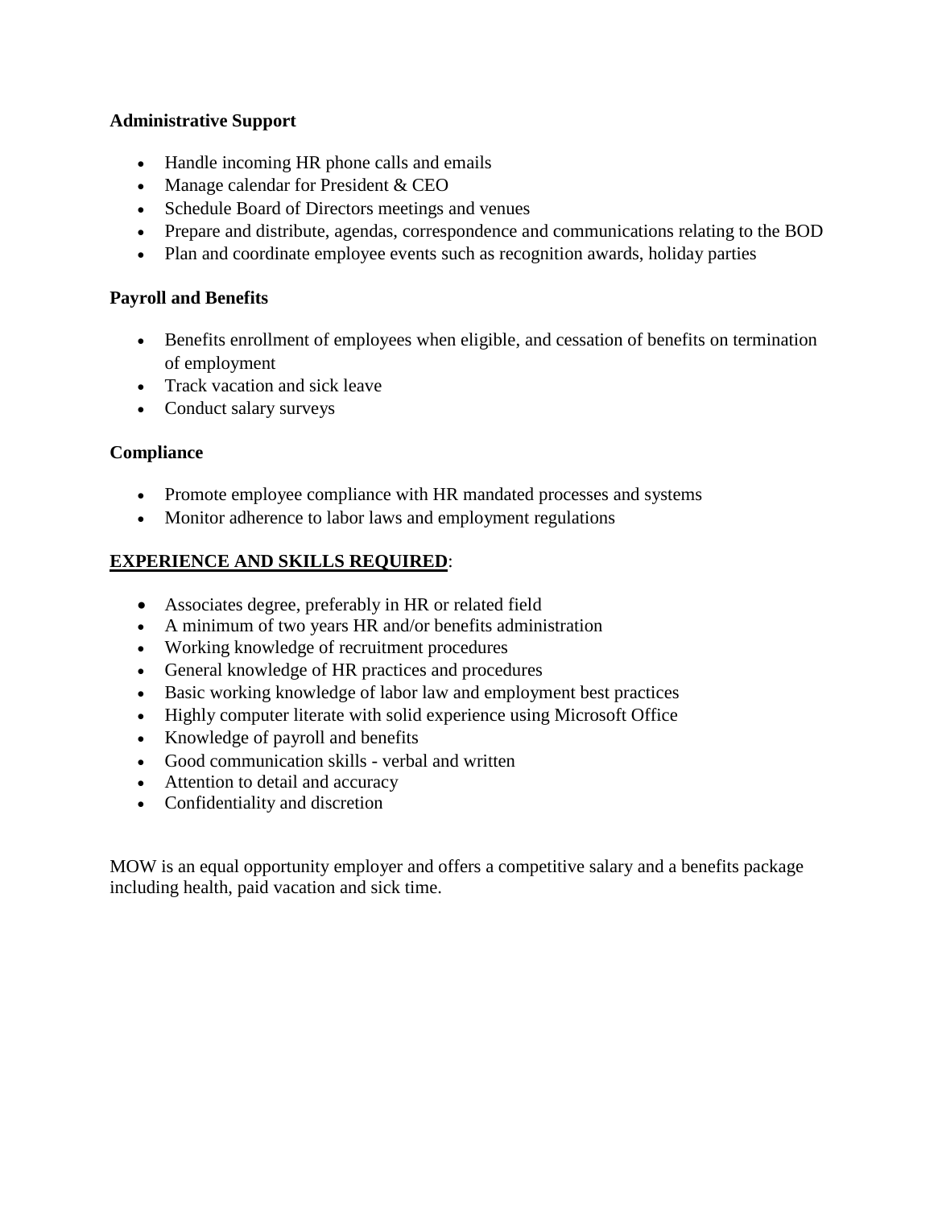**Administrative Support**

- Handle incoming HR phone calls and emails
- Manage calendar for President & CEO
- Schedule Board of Directors meetings and venues
- Prepare and distribute, agendas, correspondence and communications relating to the BOD
- Plan and coordinate employee events such as recognition awards, holiday parties

**Payroll and Benefits**

- Benefits enrollment of employees when eligible, and cessation of benefits on termination of employment
- Track vacation and sick leave
- Conduct salary surveys

**Compliance**

- Promote employee compliance with HR mandated processes and systems
- Monitor adherence to labor laws and employment regulations

**EXPERIENCE AND SKILLS REQUIRED**:

- Associates degree, preferably in HR or related field
- A minimum of two years HR and/or benefits administration
- Working knowledge of recruitment procedures
- General knowledge of HR practices and procedures
- Basic working knowledge of labor law and employment best practices
- Highly computer literate with solid experience using Microsoft Office
- Knowledge of payroll and benefits
- Good communication skills - verbal and written
- Attention to detail and accuracy
- Confidentiality and discretion

MOW is an equal opportunity employer and offers a competitive salary and a benefits package including health, paid vacation and sick time.